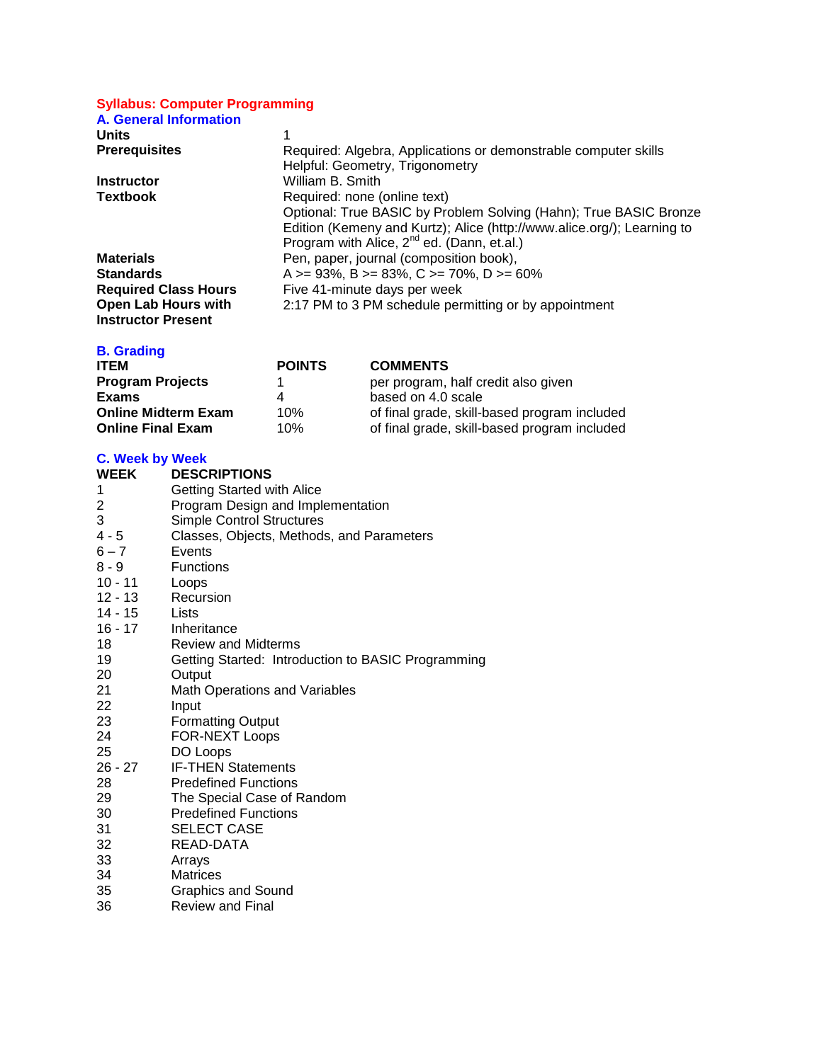# Syllabus: Computer Programming

## A. General Information

| | |
|---|---|
| **Units** | 1 |
| **Prerequisites** | Required: Algebra, Applications or demonstrable computer skills<br>Helpful: Geometry, Trigonometry |
| **Instructor** | William B. Smith |
| **Textbook** | Required: none (online text)<br>Optional: True BASIC by Problem Solving (Hahn); True BASIC Bronze Edition (Kemeny and Kurtz); Alice (http://www.alice.org/); Learning to Program with Alice, 2nd ed. (Dann, et.al.) |
| **Materials** | Pen, paper, journal (composition book), |
| **Standards** | A >= 93%, B >= 83%, C >= 70%, D >= 60% |
| **Required Class Hours** | Five 41-minute days per week |
| **Open Lab Hours with Instructor Present** | 2:17 PM to 3 PM schedule permitting or by appointment |

## B. Grading

| ITEM | POINTS | COMMENTS |
|---|---|---|
| **Program Projects** | 1 | per program, half credit also given |
| **Exams** | 4 | based on 4.0 scale |
| **Online Midterm Exam** | 10% | of final grade, skill-based program included |
| **Online Final Exam** | 10% | of final grade, skill-based program included |

## C. Week by Week

| WEEK | DESCRIPTIONS |
|---|---|
| 1 | Getting Started with Alice |
| 2 | Program Design and Implementation |
| 3 | Simple Control Structures |
| 4 - 5 | Classes, Objects, Methods, and Parameters |
| 6 – 7 | Events |
| 8 - 9 | Functions |
| 10 - 11 | Loops |
| 12 - 13 | Recursion |
| 14 - 15 | Lists |
| 16 - 17 | Inheritance |
| 18 | Review and Midterms |
| 19 | Getting Started: Introduction to BASIC Programming |
| 20 | Output |
| 21 | Math Operations and Variables |
| 22 | Input |
| 23 | Formatting Output |
| 24 | FOR-NEXT Loops |
| 25 | DO Loops |
| 26 - 27 | IF-THEN Statements |
| 28 | Predefined Functions |
| 29 | The Special Case of Random |
| 30 | Predefined Functions |
| 31 | SELECT CASE |
| 32 | READ-DATA |
| 33 | Arrays |
| 34 | Matrices |
| 35 | Graphics and Sound |
| 36 | Review and Final |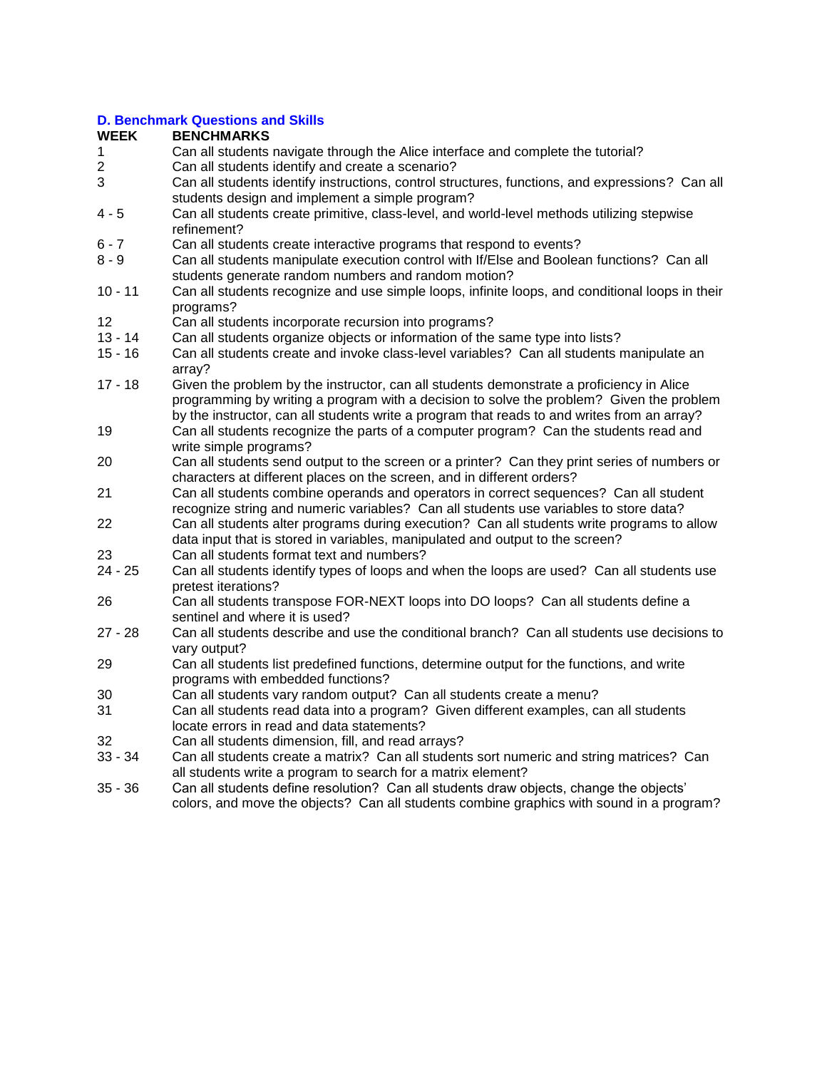### D. Benchmark Questions and Skills

| WEEK | BENCHMARKS |
|---|---|
| 1 | Can all students navigate through the Alice interface and complete the tutorial? |
| 2 | Can all students identify and create a scenario? |
| 3 | Can all students identify instructions, control structures, functions, and expressions? Can all students design and implement a simple program? |
| 4 - 5 | Can all students create primitive, class-level, and world-level methods utilizing stepwise refinement? |
| 6 - 7 | Can all students create interactive programs that respond to events? |
| 8 - 9 | Can all students manipulate execution control with If/Else and Boolean functions? Can all students generate random numbers and random motion? |
| 10 - 11 | Can all students recognize and use simple loops, infinite loops, and conditional loops in their programs? |
| 12 | Can all students incorporate recursion into programs? |
| 13 - 14 | Can all students organize objects or information of the same type into lists? |
| 15 - 16 | Can all students create and invoke class-level variables? Can all students manipulate an array? |
| 17 - 18 | Given the problem by the instructor, can all students demonstrate a proficiency in Alice programming by writing a program with a decision to solve the problem? Given the problem by the instructor, can all students write a program that reads to and writes from an array? |
| 19 | Can all students recognize the parts of a computer program? Can the students read and write simple programs? |
| 20 | Can all students send output to the screen or a printer? Can they print series of numbers or characters at different places on the screen, and in different orders? |
| 21 | Can all students combine operands and operators in correct sequences? Can all student recognize string and numeric variables? Can all students use variables to store data? |
| 22 | Can all students alter programs during execution? Can all students write programs to allow data input that is stored in variables, manipulated and output to the screen? |
| 23 | Can all students format text and numbers? |
| 24 - 25 | Can all students identify types of loops and when the loops are used? Can all students use pretest iterations? |
| 26 | Can all students transpose FOR-NEXT loops into DO loops? Can all students define a sentinel and where it is used? |
| 27 - 28 | Can all students describe and use the conditional branch? Can all students use decisions to vary output? |
| 29 | Can all students list predefined functions, determine output for the functions, and write programs with embedded functions? |
| 30 | Can all students vary random output? Can all students create a menu? |
| 31 | Can all students read data into a program? Given different examples, can all students locate errors in read and data statements? |
| 32 | Can all students dimension, fill, and read arrays? |
| 33 - 34 | Can all students create a matrix? Can all students sort numeric and string matrices? Can all students write a program to search for a matrix element? |
| 35 - 36 | Can all students define resolution? Can all students draw objects, change the objects' colors, and move the objects? Can all students combine graphics with sound in a program? |